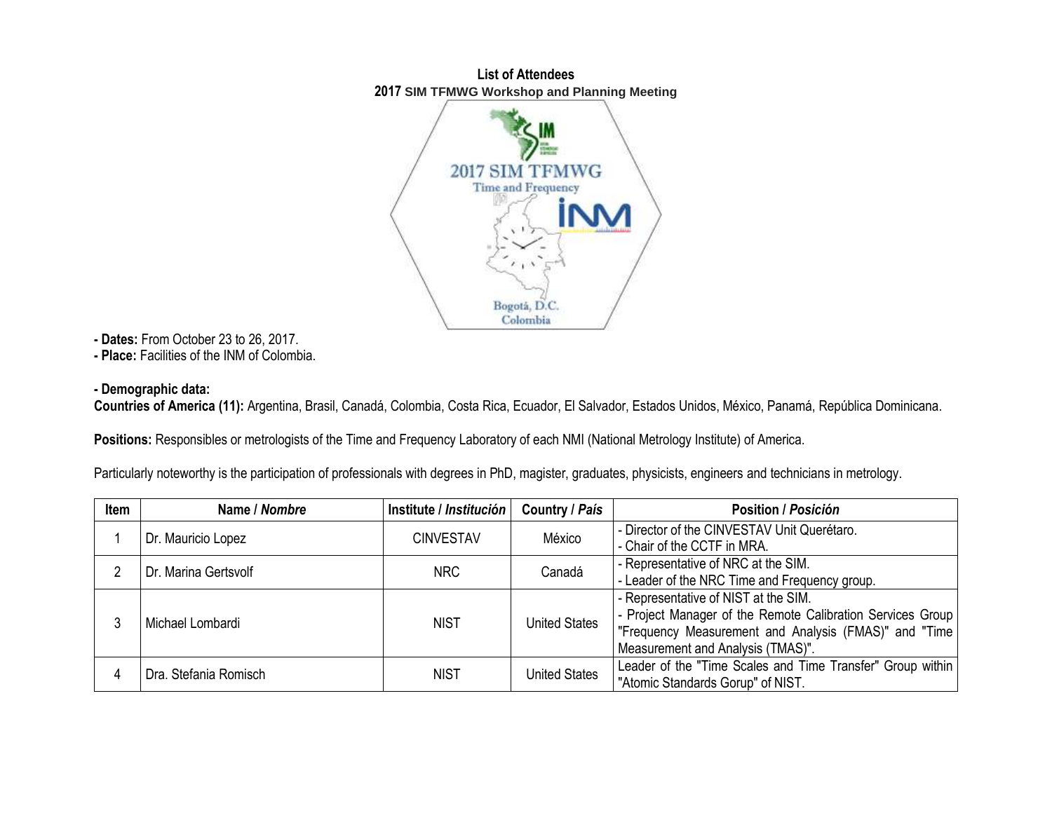# List of Attendees

## 2017 SIM TFMWG Workshop and Planning Meeting

**- Dates:** From October 23 to 26, 2017.
**- Place:** Facilities of the INM of Colombia.

**- Demographic data:**
**Countries of America (11):** Argentina, Brasil, Canadá, Colombia, Costa Rica, Ecuador, El Salvador, Estados Unidos, México, Panamá, República Dominicana.

**Positions:** Responsibles or metrologists of the Time and Frequency Laboratory of each NMI (National Metrology Institute) of America.

Particularly noteworthy is the participation of professionals with degrees in PhD, magister, graduates, physicists, engineers and technicians in metrology.

| Item | Name / *Nombre* | Institute / *Institución* | Country / *País* | Position / *Posición* |
|---|---|---|---|---|
| 1 | Dr. Mauricio Lopez | CINVESTAV | México | - Director of the CINVESTAV Unit Querétaro.<br>- Chair of the CCTF in MRA. |
| 2 | Dr. Marina Gertsvolf | NRC | Canadá | - Representative of NRC at the SIM.<br>- Leader of the NRC Time and Frequency group. |
| 3 | Michael Lombardi | NIST | United States | - Representative of NIST at the SIM.<br>- Project Manager of the Remote Calibration Services Group "Frequency Measurement and Analysis (FMAS)" and "Time Measurement and Analysis (TMAS)". |
| 4 | Dra. Stefania Romisch | NIST | United States | Leader of the "Time Scales and Time Transfer" Group within "Atomic Standards Gorup" of NIST. |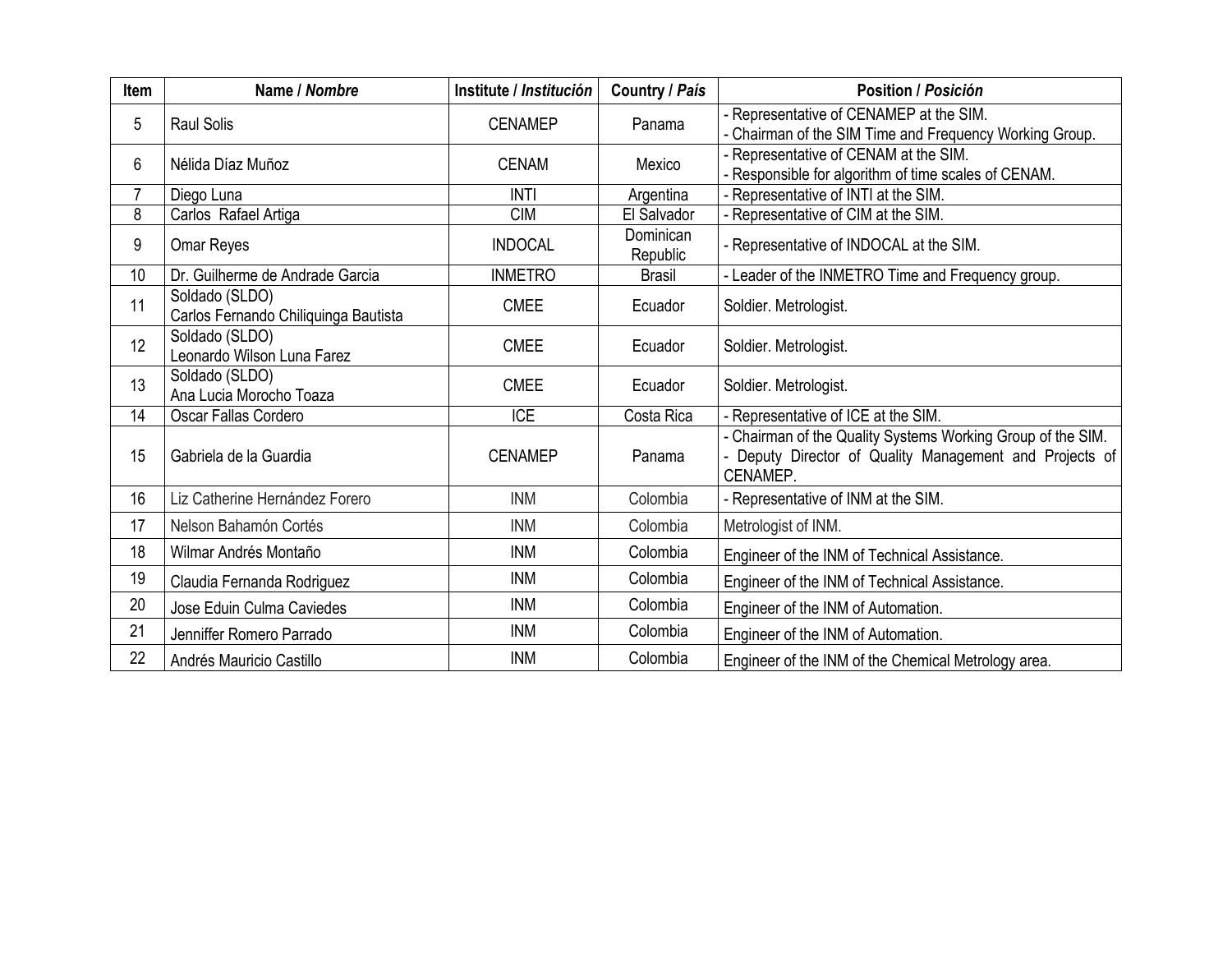| Item | Name / *Nombre* | Institute / *Institución* | Country / *País* | Position / *Posición* |
|---|---|---|---|---|
| 5 | Raul Solis | CENAMEP | Panama | - Representative of CENAMEP at the SIM.<br>- Chairman of the SIM Time and Frequency Working Group. |
| 6 | Nélida Díaz Muñoz | CENAM | Mexico | - Representative of CENAM at the SIM.<br>- Responsible for algorithm of time scales of CENAM. |
| 7 | Diego Luna | INTI | Argentina | - Representative of INTI at the SIM. |
| 8 | Carlos Rafael Artiga | CIM | El Salvador | - Representative of CIM at the SIM. |
| 9 | Omar Reyes | INDOCAL | Dominican Republic | - Representative of INDOCAL at the SIM. |
| 10 | Dr. Guilherme de Andrade Garcia | INMETRO | Brasil | - Leader of the INMETRO Time and Frequency group. |
| 11 | Soldado (SLDO)<br>Carlos Fernando Chiliquinga Bautista | CMEE | Ecuador | Soldier. Metrologist. |
| 12 | Soldado (SLDO)<br>Leonardo Wilson Luna Farez | CMEE | Ecuador | Soldier. Metrologist. |
| 13 | Soldado (SLDO)<br>Ana Lucia Morocho Toaza | CMEE | Ecuador | Soldier. Metrologist. |
| 14 | Oscar Fallas Cordero | ICE | Costa Rica | - Representative of ICE at the SIM. |
| 15 | Gabriela de la Guardia | CENAMEP | Panama | - Chairman of the Quality Systems Working Group of the SIM.<br>- Deputy Director of Quality Management and Projects of CENAMEP. |
| 16 | Liz Catherine Hernández Forero | INM | Colombia | - Representative of INM at the SIM. |
| 17 | Nelson Bahamón Cortés | INM | Colombia | Metrologist of INM. |
| 18 | Wilmar Andrés Montaño | INM | Colombia | Engineer of the INM of Technical Assistance. |
| 19 | Claudia Fernanda Rodriguez | INM | Colombia | Engineer of the INM of Technical Assistance. |
| 20 | Jose Eduin Culma Caviedes | INM | Colombia | Engineer of the INM of Automation. |
| 21 | Jenniffer Romero Parrado | INM | Colombia | Engineer of the INM of Automation. |
| 22 | Andrés Mauricio Castillo | INM | Colombia | Engineer of the INM of the Chemical Metrology area. |